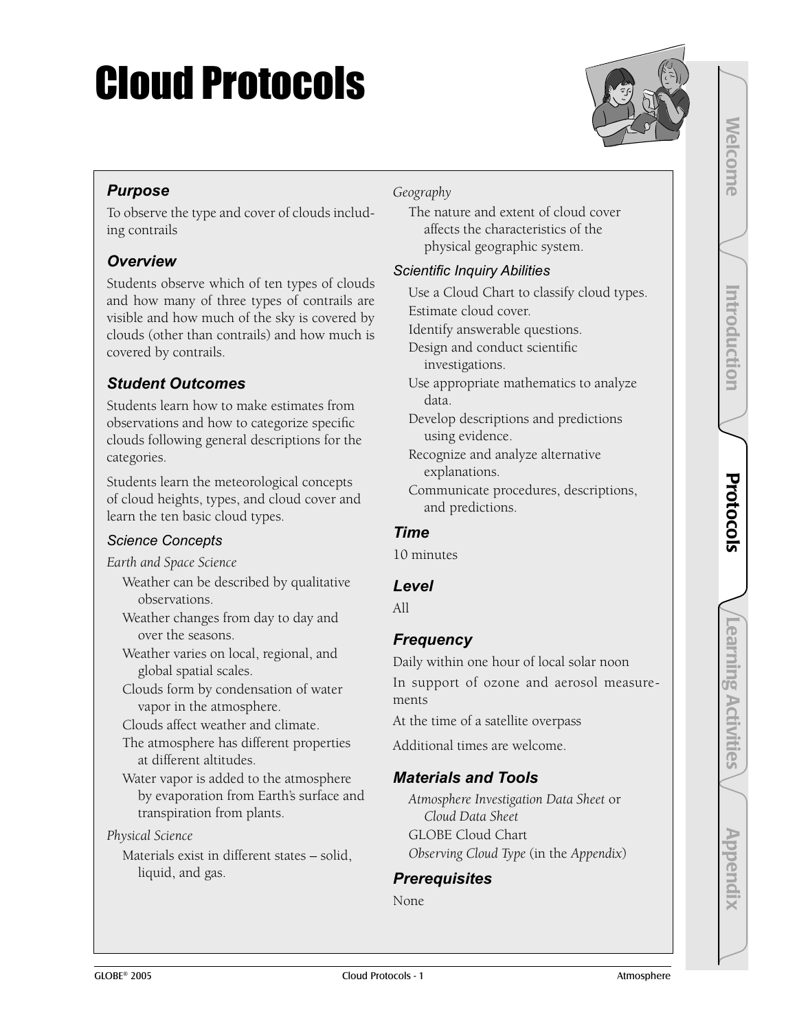# Cloud Protocols

## Purpose

To observe the type and cover of clouds including contrails

## Overview

Students observe which of ten types of clouds and how many of three types of contrails are visible and how much of the sky is covered by clouds (other than contrails) and how much is covered by contrails.

## Student Outcomes

Students learn how to make estimates from observations and how to categorize specific clouds following general descriptions for the categories.

Students learn the meteorological concepts of cloud heights, types, and cloud cover and learn the ten basic cloud types.

### Science Concepts

*Earth and Space Science*

- Weather can be described by qualitative observations.
- Weather changes from day to day and over the seasons.
- Weather varies on local, regional, and global spatial scales.
- Clouds form by condensation of water vapor in the atmosphere.
- Clouds affect weather and climate.
- The atmosphere has different properties at different altitudes.
- Water vapor is added to the atmosphere by evaporation from Earth's surface and transpiration from plants.

*Physical Science*

- Materials exist in different states – solid, liquid, and gas.

*Geography*

- The nature and extent of cloud cover affects the characteristics of the physical geographic system.

### Scientific Inquiry Abilities

- Use a Cloud Chart to classify cloud types.
- Estimate cloud cover.
- Identify answerable questions.
- Design and conduct scientific investigations.
- Use appropriate mathematics to analyze data.
- Develop descriptions and predictions using evidence.
- Recognize and analyze alternative explanations.
- Communicate procedures, descriptions, and predictions.

## Time

10 minutes

## Level

All

## Frequency

Daily within one hour of local solar noon

In support of ozone and aerosol measurements

At the time of a satellite overpass

Additional times are welcome.

## Materials and Tools

- *Atmosphere Investigation Data Sheet* or *Cloud Data Sheet*
- GLOBE Cloud Chart
- *Observing Cloud Type* (in the *Appendix*)

## Prerequisites

None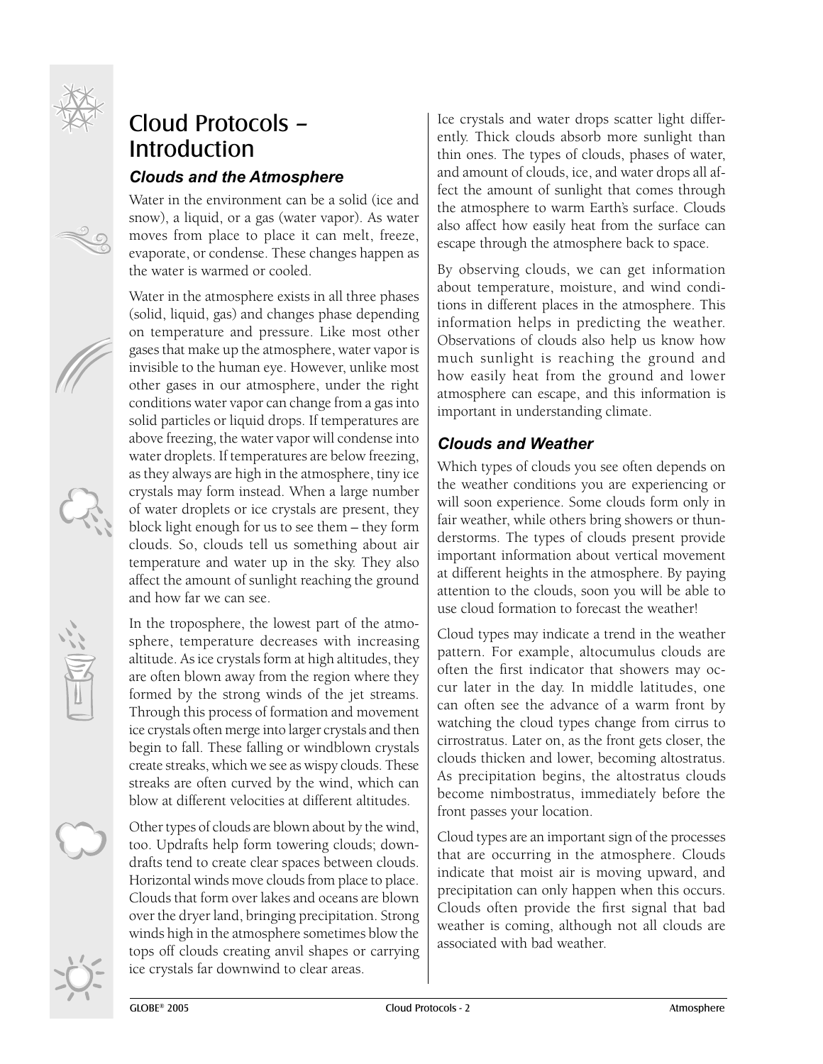# Cloud Protocols – Introduction

## *Clouds and the Atmosphere*

Water in the environment can be a solid (ice and snow), a liquid, or a gas (water vapor). As water moves from place to place it can melt, freeze, evaporate, or condense. These changes happen as the water is warmed or cooled.

Water in the atmosphere exists in all three phases (solid, liquid, gas) and changes phase depending on temperature and pressure. Like most other gases that make up the atmosphere, water vapor is invisible to the human eye. However, unlike most other gases in our atmosphere, under the right conditions water vapor can change from a gas into solid particles or liquid drops. If temperatures are above freezing, the water vapor will condense into water droplets. If temperatures are below freezing, as they always are high in the atmosphere, tiny ice crystals may form instead. When a large number of water droplets or ice crystals are present, they block light enough for us to see them – they form clouds. So, clouds tell us something about air temperature and water up in the sky. They also affect the amount of sunlight reaching the ground and how far we can see.

In the troposphere, the lowest part of the atmosphere, temperature decreases with increasing altitude. As ice crystals form at high altitudes, they are often blown away from the region where they formed by the strong winds of the jet streams. Through this process of formation and movement ice crystals often merge into larger crystals and then begin to fall. These falling or windblown crystals create streaks, which we see as wispy clouds. These streaks are often curved by the wind, which can blow at different velocities at different altitudes.

Other types of clouds are blown about by the wind, too. Updrafts help form towering clouds; downdrafts tend to create clear spaces between clouds. Horizontal winds move clouds from place to place. Clouds that form over lakes and oceans are blown over the dryer land, bringing precipitation. Strong winds high in the atmosphere sometimes blow the tops off clouds creating anvil shapes or carrying ice crystals far downwind to clear areas.

Ice crystals and water drops scatter light differently. Thick clouds absorb more sunlight than thin ones. The types of clouds, phases of water, and amount of clouds, ice, and water drops all affect the amount of sunlight that comes through the atmosphere to warm Earth's surface. Clouds also affect how easily heat from the surface can escape through the atmosphere back to space.

By observing clouds, we can get information about temperature, moisture, and wind conditions in different places in the atmosphere. This information helps in predicting the weather. Observations of clouds also help us know how much sunlight is reaching the ground and how easily heat from the ground and lower atmosphere can escape, and this information is important in understanding climate.

## *Clouds and Weather*

Which types of clouds you see often depends on the weather conditions you are experiencing or will soon experience. Some clouds form only in fair weather, while others bring showers or thunderstorms. The types of clouds present provide important information about vertical movement at different heights in the atmosphere. By paying attention to the clouds, soon you will be able to use cloud formation to forecast the weather!

Cloud types may indicate a trend in the weather pattern. For example, altocumulus clouds are often the first indicator that showers may occur later in the day. In middle latitudes, one can often see the advance of a warm front by watching the cloud types change from cirrus to cirrostratus. Later on, as the front gets closer, the clouds thicken and lower, becoming altostratus. As precipitation begins, the altostratus clouds become nimbostratus, immediately before the front passes your location.

Cloud types are an important sign of the processes that are occurring in the atmosphere. Clouds indicate that moist air is moving upward, and precipitation can only happen when this occurs. Clouds often provide the first signal that bad weather is coming, although not all clouds are associated with bad weather.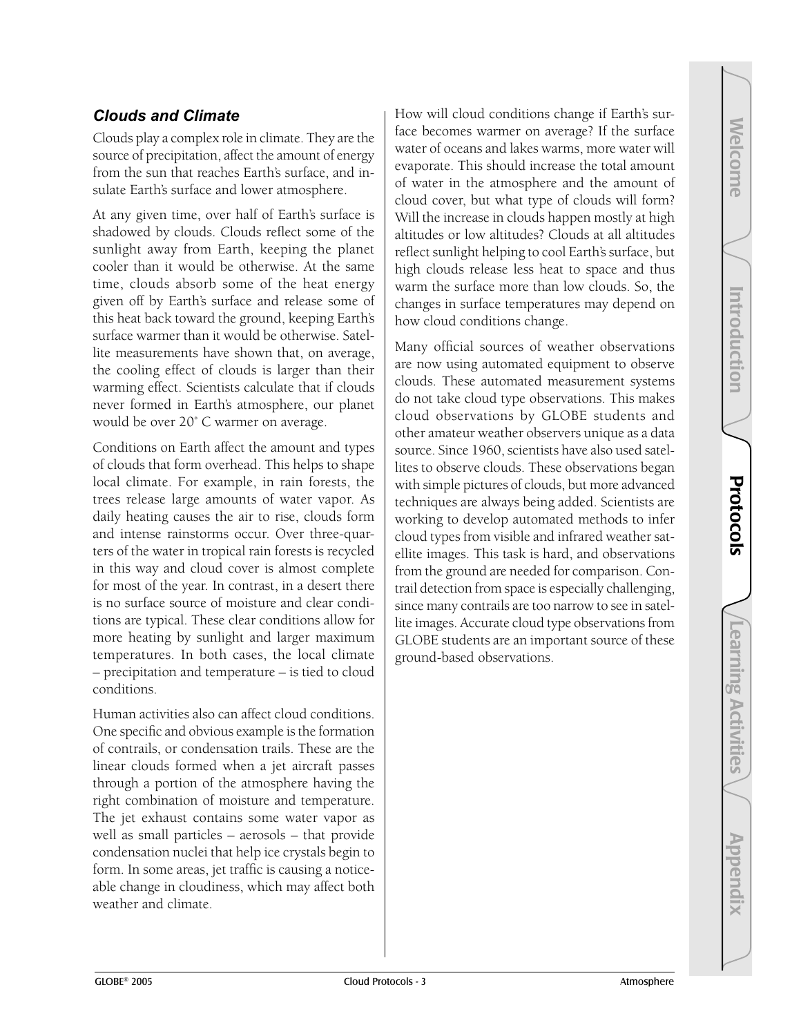### *Clouds and Climate*

Clouds play a complex role in climate. They are the source of precipitation, affect the amount of energy from the sun that reaches Earth's surface, and insulate Earth's surface and lower atmosphere.

At any given time, over half of Earth's surface is shadowed by clouds. Clouds reflect some of the sunlight away from Earth, keeping the planet cooler than it would be otherwise. At the same time, clouds absorb some of the heat energy given off by Earth's surface and release some of this heat back toward the ground, keeping Earth's surface warmer than it would be otherwise. Satellite measurements have shown that, on average, the cooling effect of clouds is larger than their warming effect. Scientists calculate that if clouds never formed in Earth's atmosphere, our planet would be over 20˚ C warmer on average.

Conditions on Earth affect the amount and types of clouds that form overhead. This helps to shape local climate. For example, in rain forests, the trees release large amounts of water vapor. As daily heating causes the air to rise, clouds form and intense rainstorms occur. Over three-quarters of the water in tropical rain forests is recycled in this way and cloud cover is almost complete for most of the year. In contrast, in a desert there is no surface source of moisture and clear conditions are typical. These clear conditions allow for more heating by sunlight and larger maximum temperatures. In both cases, the local climate – precipitation and temperature – is tied to cloud conditions.

Human activities also can affect cloud conditions. One specific and obvious example is the formation of contrails, or condensation trails. These are the linear clouds formed when a jet aircraft passes through a portion of the atmosphere having the right combination of moisture and temperature. The jet exhaust contains some water vapor as well as small particles – aerosols – that provide condensation nuclei that help ice crystals begin to form. In some areas, jet traffic is causing a noticeable change in cloudiness, which may affect both weather and climate.

How will cloud conditions change if Earth's surface becomes warmer on average? If the surface water of oceans and lakes warms, more water will evaporate. This should increase the total amount of water in the atmosphere and the amount of cloud cover, but what type of clouds will form? Will the increase in clouds happen mostly at high altitudes or low altitudes? Clouds at all altitudes reflect sunlight helping to cool Earth's surface, but high clouds release less heat to space and thus warm the surface more than low clouds. So, the changes in surface temperatures may depend on how cloud conditions change.

Many official sources of weather observations are now using automated equipment to observe clouds. These automated measurement systems do not take cloud type observations. This makes cloud observations by GLOBE students and other amateur weather observers unique as a data source. Since 1960, scientists have also used satellites to observe clouds. These observations began with simple pictures of clouds, but more advanced techniques are always being added. Scientists are working to develop automated methods to infer cloud types from visible and infrared weather satellite images. This task is hard, and observations from the ground are needed for comparison. Contrail detection from space is especially challenging, since many contrails are too narrow to see in satellite images. Accurate cloud type observations from GLOBE students are an important source of these ground-based observations.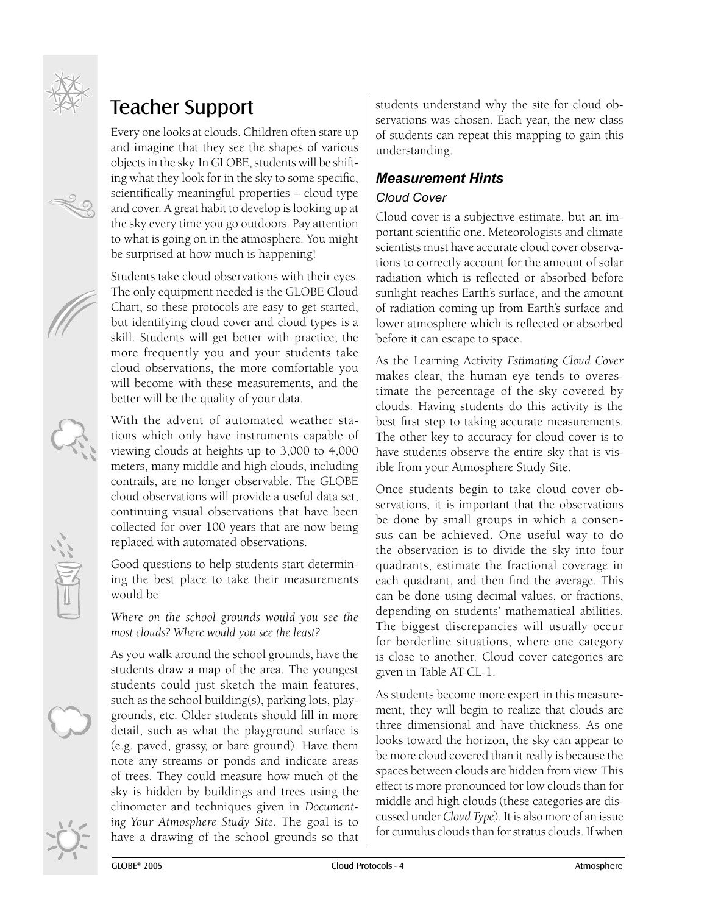# Teacher Support

Every one looks at clouds. Children often stare up and imagine that they see the shapes of various objects in the sky. In GLOBE, students will be shifting what they look for in the sky to some specific, scientifically meaningful properties – cloud type and cover. A great habit to develop is looking up at the sky every time you go outdoors. Pay attention to what is going on in the atmosphere. You might be surprised at how much is happening!

Students take cloud observations with their eyes. The only equipment needed is the GLOBE Cloud Chart, so these protocols are easy to get started, but identifying cloud cover and cloud types is a skill. Students will get better with practice; the more frequently you and your students take cloud observations, the more comfortable you will become with these measurements, and the better will be the quality of your data.

With the advent of automated weather stations which only have instruments capable of viewing clouds at heights up to 3,000 to 4,000 meters, many middle and high clouds, including contrails, are no longer observable. The GLOBE cloud observations will provide a useful data set, continuing visual observations that have been collected for over 100 years that are now being replaced with automated observations.

Good questions to help students start determining the best place to take their measurements would be:

*Where on the school grounds would you see the most clouds? Where would you see the least?*

As you walk around the school grounds, have the students draw a map of the area. The youngest students could just sketch the main features, such as the school building(s), parking lots, playgrounds, etc. Older students should fill in more detail, such as what the playground surface is (e.g. paved, grassy, or bare ground). Have them note any streams or ponds and indicate areas of trees. They could measure how much of the sky is hidden by buildings and trees using the clinometer and techniques given in *Documenting Your Atmosphere Study Site*. The goal is to have a drawing of the school grounds so that students understand why the site for cloud observations was chosen. Each year, the new class of students can repeat this mapping to gain this understanding.

## *Measurement Hints*

### *Cloud Cover*

Cloud cover is a subjective estimate, but an important scientific one. Meteorologists and climate scientists must have accurate cloud cover observations to correctly account for the amount of solar radiation which is reflected or absorbed before sunlight reaches Earth's surface, and the amount of radiation coming up from Earth's surface and lower atmosphere which is reflected or absorbed before it can escape to space.

As the Learning Activity *Estimating Cloud Cover* makes clear, the human eye tends to overestimate the percentage of the sky covered by clouds. Having students do this activity is the best first step to taking accurate measurements. The other key to accuracy for cloud cover is to have students observe the entire sky that is visible from your Atmosphere Study Site.

Once students begin to take cloud cover observations, it is important that the observations be done by small groups in which a consensus can be achieved. One useful way to do the observation is to divide the sky into four quadrants, estimate the fractional coverage in each quadrant, and then find the average. This can be done using decimal values, or fractions, depending on students' mathematical abilities. The biggest discrepancies will usually occur for borderline situations, where one category is close to another. Cloud cover categories are given in Table AT-CL-1.

As students become more expert in this measurement, they will begin to realize that clouds are three dimensional and have thickness. As one looks toward the horizon, the sky can appear to be more cloud covered than it really is because the spaces between clouds are hidden from view. This effect is more pronounced for low clouds than for middle and high clouds (these categories are discussed under *Cloud Type*). It is also more of an issue for cumulus clouds than for stratus clouds. If when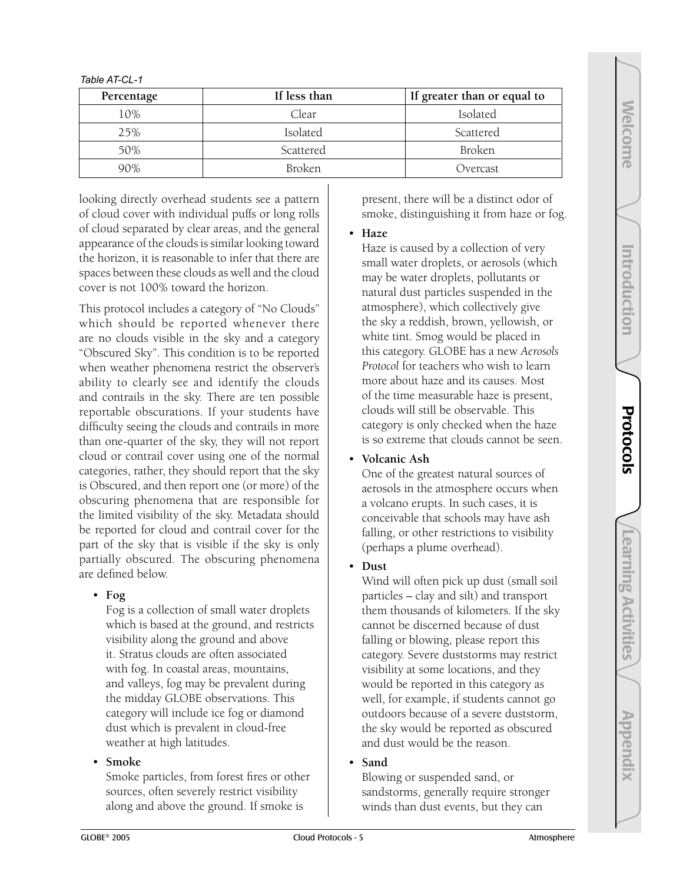*Table AT-CL-1*

| Percentage | If less than | If greater than or equal to |
|---|---|---|
| 10% | Clear | Isolated |
| 25% | Isolated | Scattered |
| 50% | Scattered | Broken |
| 90% | Broken | Overcast |

looking directly overhead students see a pattern of cloud cover with individual puffs or long rolls of cloud separated by clear areas, and the general appearance of the clouds is similar looking toward the horizon, it is reasonable to infer that there are spaces between these clouds as well and the cloud cover is not 100% toward the horizon.

This protocol includes a category of "No Clouds" which should be reported whenever there are no clouds visible in the sky and a category "Obscured Sky". This condition is to be reported when weather phenomena restrict the observer's ability to clearly see and identify the clouds and contrails in the sky. There are ten possible reportable obscurations. If your students have difficulty seeing the clouds and contrails in more than one-quarter of the sky, they will not report cloud or contrail cover using one of the normal categories, rather, they should report that the sky is Obscured, and then report one (or more) of the obscuring phenomena that are responsible for the limited visibility of the sky. Metadata should be reported for cloud and contrail cover for the part of the sky that is visible if the sky is only partially obscured. The obscuring phenomena are defined below.

- **Fog**
  Fog is a collection of small water droplets which is based at the ground, and restricts visibility along the ground and above it. Stratus clouds are often associated with fog. In coastal areas, mountains, and valleys, fog may be prevalent during the midday GLOBE observations. This category will include ice fog or diamond dust which is prevalent in cloud-free weather at high latitudes.

- **Smoke**
  Smoke particles, from forest fires or other sources, often severely restrict visibility along and above the ground. If smoke is present, there will be a distinct odor of smoke, distinguishing it from haze or fog.

- **Haze**
  Haze is caused by a collection of very small water droplets, or aerosols (which may be water droplets, pollutants or natural dust particles suspended in the atmosphere), which collectively give the sky a reddish, brown, yellowish, or white tint. Smog would be placed in this category. GLOBE has a new *Aerosols Protocol* for teachers who wish to learn more about haze and its causes. Most of the time measurable haze is present, clouds will still be observable. This category is only checked when the haze is so extreme that clouds cannot be seen.

- **Volcanic Ash**
  One of the greatest natural sources of aerosols in the atmosphere occurs when a volcano erupts. In such cases, it is conceivable that schools may have ash falling, or other restrictions to visibility (perhaps a plume overhead).

- **Dust**
  Wind will often pick up dust (small soil particles – clay and silt) and transport them thousands of kilometers. If the sky cannot be discerned because of dust falling or blowing, please report this category. Severe duststorms may restrict visibility at some locations, and they would be reported in this category as well, for example, if students cannot go outdoors because of a severe duststorm, the sky would be reported as obscured and dust would be the reason.

- **Sand**
  Blowing or suspended sand, or sandstorms, generally require stronger winds than dust events, but they can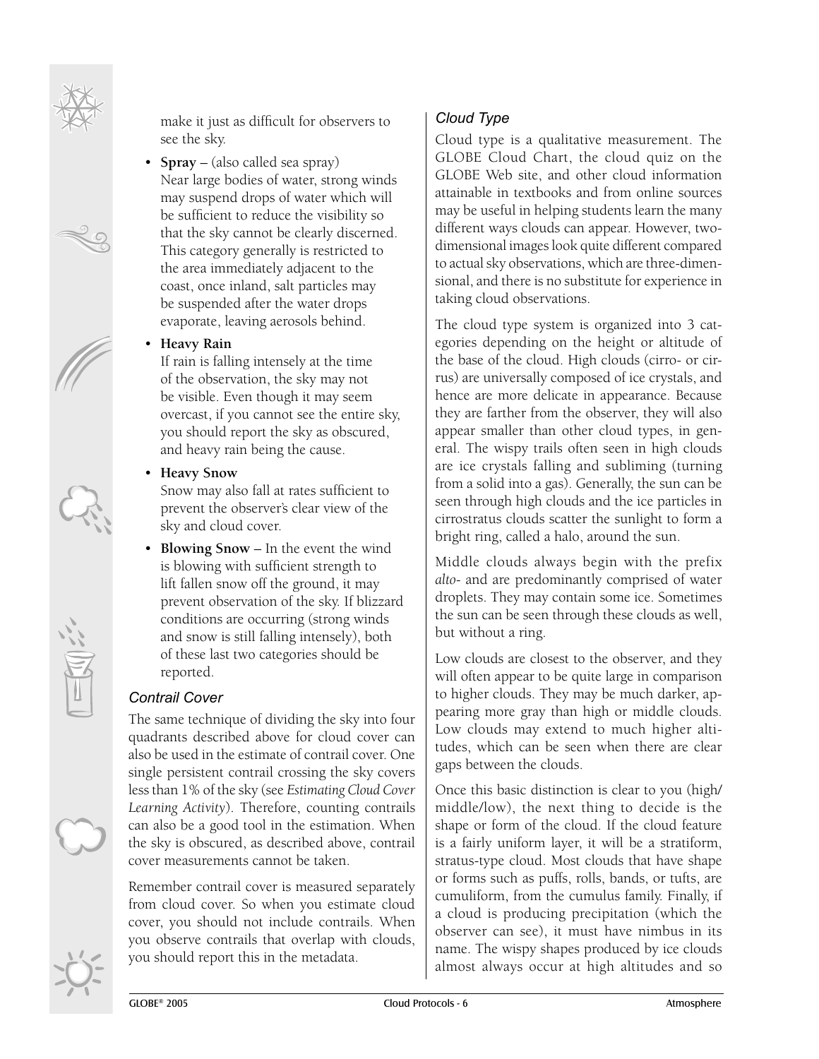make it just as difficult for observers to see the sky.

- **Spray** – (also called sea spray) Near large bodies of water, strong winds may suspend drops of water which will be sufficient to reduce the visibility so that the sky cannot be clearly discerned. This category generally is restricted to the area immediately adjacent to the coast, once inland, salt particles may be suspended after the water drops evaporate, leaving aerosols behind.
- **Heavy Rain**
  If rain is falling intensely at the time of the observation, the sky may not be visible. Even though it may seem overcast, if you cannot see the entire sky, you should report the sky as obscured, and heavy rain being the cause.
- **Heavy Snow**
  Snow may also fall at rates sufficient to prevent the observer's clear view of the sky and cloud cover.
- **Blowing Snow** – In the event the wind is blowing with sufficient strength to lift fallen snow off the ground, it may prevent observation of the sky. If blizzard conditions are occurring (strong winds and snow is still falling intensely), both of these last two categories should be reported.

### *Contrail Cover*

The same technique of dividing the sky into four quadrants described above for cloud cover can also be used in the estimate of contrail cover. One single persistent contrail crossing the sky covers less than 1% of the sky (see *Estimating Cloud Cover Learning Activity*). Therefore, counting contrails can also be a good tool in the estimation. When the sky is obscured, as described above, contrail cover measurements cannot be taken.

Remember contrail cover is measured separately from cloud cover. So when you estimate cloud cover, you should not include contrails. When you observe contrails that overlap with clouds, you should report this in the metadata.

### *Cloud Type*

Cloud type is a qualitative measurement. The GLOBE Cloud Chart, the cloud quiz on the GLOBE Web site, and other cloud information attainable in textbooks and from online sources may be useful in helping students learn the many different ways clouds can appear. However, two-dimensional images look quite different compared to actual sky observations, which are three-dimensional, and there is no substitute for experience in taking cloud observations.

The cloud type system is organized into 3 categories depending on the height or altitude of the base of the cloud. High clouds (cirro- or cirrus) are universally composed of ice crystals, and hence are more delicate in appearance. Because they are farther from the observer, they will also appear smaller than other cloud types, in general. The wispy trails often seen in high clouds are ice crystals falling and subliming (turning from a solid into a gas). Generally, the sun can be seen through high clouds and the ice particles in cirrostratus clouds scatter the sunlight to form a bright ring, called a halo, around the sun.

Middle clouds always begin with the prefix *alto-* and are predominantly comprised of water droplets. They may contain some ice. Sometimes the sun can be seen through these clouds as well, but without a ring.

Low clouds are closest to the observer, and they will often appear to be quite large in comparison to higher clouds. They may be much darker, appearing more gray than high or middle clouds. Low clouds may extend to much higher altitudes, which can be seen when there are clear gaps between the clouds.

Once this basic distinction is clear to you (high/middle/low), the next thing to decide is the shape or form of the cloud. If the cloud feature is a fairly uniform layer, it will be a stratiform, stratus-type cloud. Most clouds that have shape or forms such as puffs, rolls, bands, or tufts, are cumuliform, from the cumulus family. Finally, if a cloud is producing precipitation (which the observer can see), it must have nimbus in its name. The wispy shapes produced by ice clouds almost always occur at high altitudes and so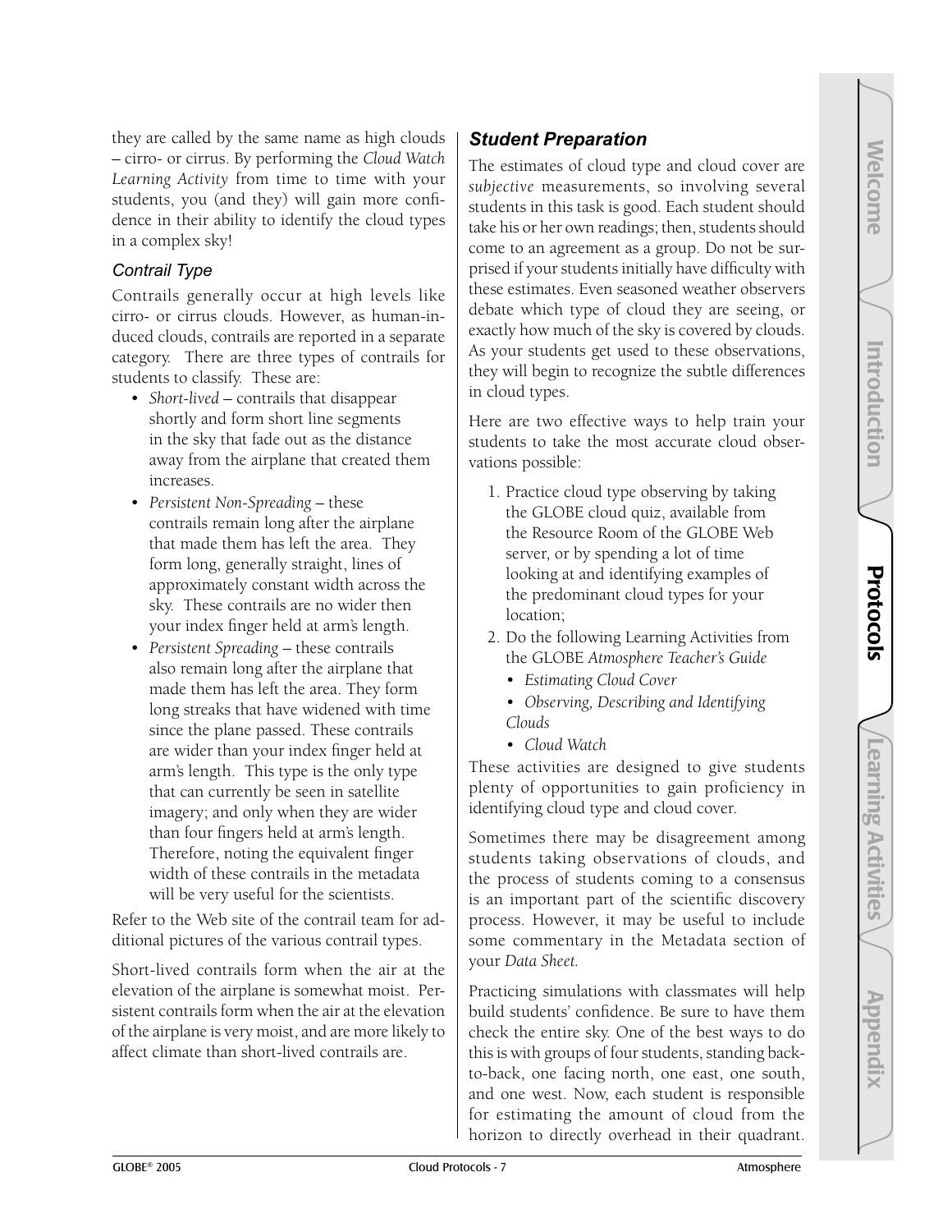they are called by the same name as high clouds – cirro- or cirrus. By performing the *Cloud Watch Learning Activity* from time to time with your students, you (and they) will gain more confidence in their ability to identify the cloud types in a complex sky!

### Contrail Type

Contrails generally occur at high levels like cirro- or cirrus clouds. However, as human-induced clouds, contrails are reported in a separate category. There are three types of contrails for students to classify. These are:

- *Short-lived* – contrails that disappear shortly and form short line segments in the sky that fade out as the distance away from the airplane that created them increases.
- *Persistent Non-Spreading* – these contrails remain long after the airplane that made them has left the area. They form long, generally straight, lines of approximately constant width across the sky. These contrails are no wider then your index finger held at arm's length.
- *Persistent Spreading* – these contrails also remain long after the airplane that made them has left the area. They form long streaks that have widened with time since the plane passed. These contrails are wider than your index finger held at arm's length. This type is the only type that can currently be seen in satellite imagery; and only when they are wider than four fingers held at arm's length. Therefore, noting the equivalent finger width of these contrails in the metadata will be very useful for the scientists.

Refer to the Web site of the contrail team for additional pictures of the various contrail types.

Short-lived contrails form when the air at the elevation of the airplane is somewhat moist. Persistent contrails form when the air at the elevation of the airplane is very moist, and are more likely to affect climate than short-lived contrails are.

## Student Preparation

The estimates of cloud type and cloud cover are *subjective* measurements, so involving several students in this task is good. Each student should take his or her own readings; then, students should come to an agreement as a group. Do not be surprised if your students initially have difficulty with these estimates. Even seasoned weather observers debate which type of cloud they are seeing, or exactly how much of the sky is covered by clouds. As your students get used to these observations, they will begin to recognize the subtle differences in cloud types.

Here are two effective ways to help train your students to take the most accurate cloud observations possible:

1. Practice cloud type observing by taking the GLOBE cloud quiz, available from the Resource Room of the GLOBE Web server, or by spending a lot of time looking at and identifying examples of the predominant cloud types for your location;
2. Do the following Learning Activities from the GLOBE *Atmosphere Teacher's Guide*
   - *Estimating Cloud Cover*
   - *Observing, Describing and Identifying Clouds*
   - *Cloud Watch*

These activities are designed to give students plenty of opportunities to gain proficiency in identifying cloud type and cloud cover.

Sometimes there may be disagreement among students taking observations of clouds, and the process of students coming to a consensus is an important part of the scientific discovery process. However, it may be useful to include some commentary in the Metadata section of your *Data Sheet.*

Practicing simulations with classmates will help build students' confidence. Be sure to have them check the entire sky. One of the best ways to do this is with groups of four students, standing back-to-back, one facing north, one east, one south, and one west. Now, each student is responsible for estimating the amount of cloud from the horizon to directly overhead in their quadrant.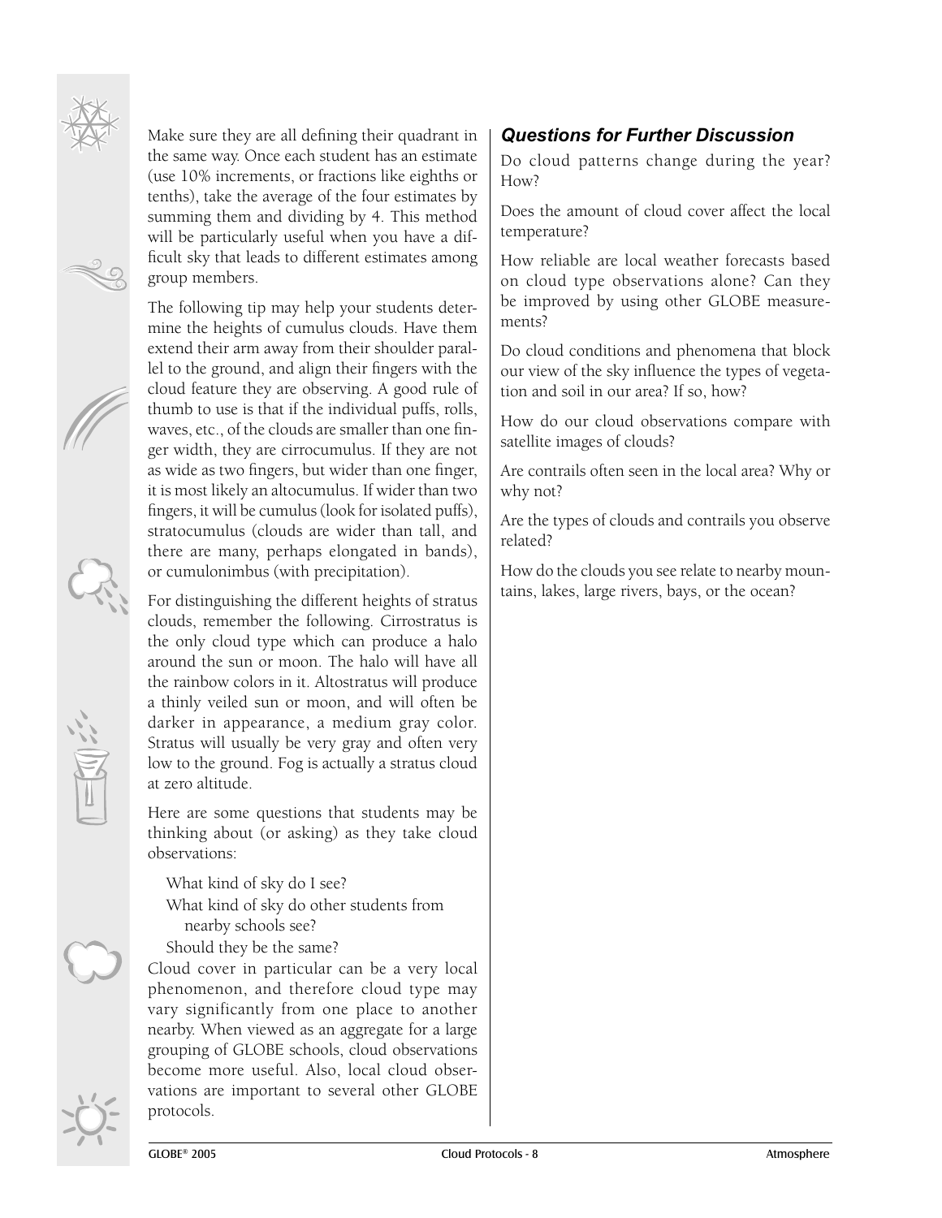Make sure they are all defining their quadrant in the same way. Once each student has an estimate (use 10% increments, or fractions like eighths or tenths), take the average of the four estimates by summing them and dividing by 4. This method will be particularly useful when you have a difficult sky that leads to different estimates among group members.

The following tip may help your students determine the heights of cumulus clouds. Have them extend their arm away from their shoulder parallel to the ground, and align their fingers with the cloud feature they are observing. A good rule of thumb to use is that if the individual puffs, rolls, waves, etc., of the clouds are smaller than one finger width, they are cirrocumulus. If they are not as wide as two fingers, but wider than one finger, it is most likely an altocumulus. If wider than two fingers, it will be cumulus (look for isolated puffs), stratocumulus (clouds are wider than tall, and there are many, perhaps elongated in bands), or cumulonimbus (with precipitation).

For distinguishing the different heights of stratus clouds, remember the following. Cirrostratus is the only cloud type which can produce a halo around the sun or moon. The halo will have all the rainbow colors in it. Altostratus will produce a thinly veiled sun or moon, and will often be darker in appearance, a medium gray color. Stratus will usually be very gray and often very low to the ground. Fog is actually a stratus cloud at zero altitude.

Here are some questions that students may be thinking about (or asking) as they take cloud observations:

What kind of sky do I see?
What kind of sky do other students from nearby schools see?
Should they be the same?

Cloud cover in particular can be a very local phenomenon, and therefore cloud type may vary significantly from one place to another nearby. When viewed as an aggregate for a large grouping of GLOBE schools, cloud observations become more useful. Also, local cloud observations are important to several other GLOBE protocols.

## *Questions for Further Discussion*

Do cloud patterns change during the year? How?

Does the amount of cloud cover affect the local temperature?

How reliable are local weather forecasts based on cloud type observations alone? Can they be improved by using other GLOBE measurements?

Do cloud conditions and phenomena that block our view of the sky influence the types of vegetation and soil in our area? If so, how?

How do our cloud observations compare with satellite images of clouds?

Are contrails often seen in the local area? Why or why not?

Are the types of clouds and contrails you observe related?

How do the clouds you see relate to nearby mountains, lakes, large rivers, bays, or the ocean?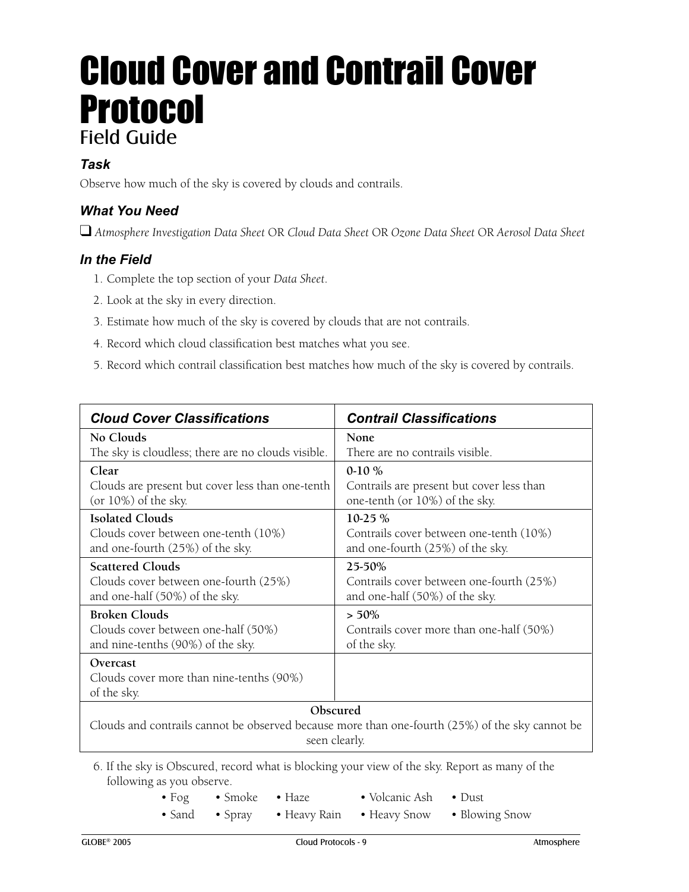# Cloud Cover and Contrail Cover Protocol

## Field Guide

### *Task*

Observe how much of the sky is covered by clouds and contrails.

### *What You Need*

- ❑ *Atmosphere Investigation Data Sheet* OR *Cloud Data Sheet* OR *Ozone Data Sheet* OR *Aerosol Data Sheet*

### *In the Field*

1. Complete the top section of your *Data Sheet*.
2. Look at the sky in every direction.
3. Estimate how much of the sky is covered by clouds that are not contrails.
4. Record which cloud classification best matches what you see.
5. Record which contrail classification best matches how much of the sky is covered by contrails.

| *Cloud Cover Classifications* | *Contrail Classifications* |
|---|---|
| **No Clouds**<br>The sky is cloudless; there are no clouds visible. | **None**<br>There are no contrails visible. |
| **Clear**<br>Clouds are present but cover less than one-tenth (or 10%) of the sky. | **0-10 %**<br>Contrails are present but cover less than one-tenth (or 10%) of the sky. |
| **Isolated Clouds**<br>Clouds cover between one-tenth (10%) and one-fourth (25%) of the sky. | **10-25 %**<br>Contrails cover between one-tenth (10%) and one-fourth (25%) of the sky. |
| **Scattered Clouds**<br>Clouds cover between one-fourth (25%) and one-half (50%) of the sky. | **25-50%**<br>Contrails cover between one-fourth (25%) and one-half (50%) of the sky. |
| **Broken Clouds**<br>Clouds cover between one-half (50%) and nine-tenths (90%) of the sky. | **> 50%**<br>Contrails cover more than one-half (50%) of the sky. |
| **Overcast**<br>Clouds cover more than nine-tenths (90%) of the sky. | |
| **Obscured**<br>Clouds and contrails cannot be observed because more than one-fourth (25%) of the sky cannot be seen clearly. | |

6. If the sky is Obscured, record what is blocking your view of the sky. Report as many of the following as you observe.
   - Fog
   - Smoke
   - Haze
   - Volcanic Ash
   - Dust
   - Sand
   - Spray
   - Heavy Rain
   - Heavy Snow
   - Blowing Snow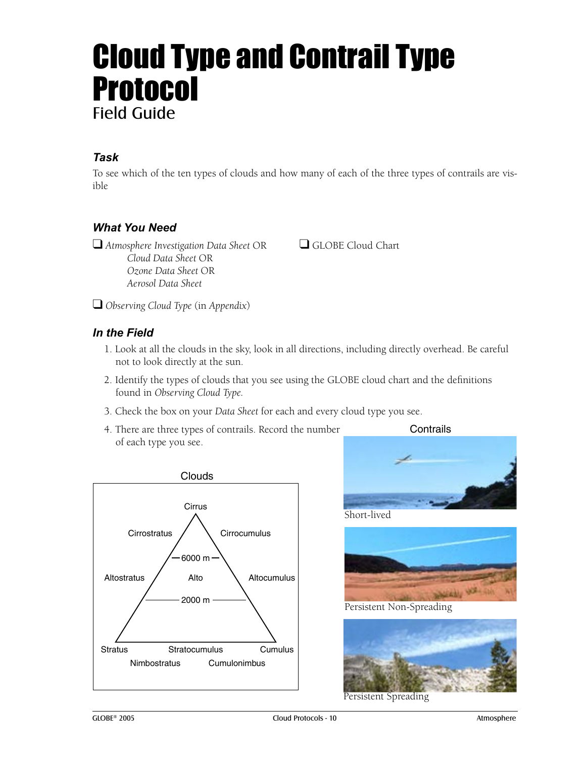# Cloud Type and Contrail Type Protocol

## Field Guide

### Task

To see which of the ten types of clouds and how many of each of the three types of contrails are visible

### What You Need

- ❑ *Atmosphere Investigation Data Sheet* OR *Cloud Data Sheet* OR *Ozone Data Sheet* OR *Aerosol Data Sheet*
- ❑ GLOBE Cloud Chart
- ❑ *Observing Cloud Type* (in *Appendix*)

### In the Field

1. Look at all the clouds in the sky, look in all directions, including directly overhead. Be careful not to look directly at the sun.
2. Identify the types of clouds that you see using the GLOBE cloud chart and the definitions found in *Observing Cloud Type.*
3. Check the box on your *Data Sheet* for each and every cloud type you see.
4. There are three types of contrails. Record the number of each type you see.

Clouds

Cirrus

Cirrostratus — Cirrocumulus

6000 m

Altostratus — Alto — Altocumulus

2000 m

Stratus — Stratocumulus — Cumulus

Nimbostratus — Cumulonimbus

Contrails

Short-lived

Persistent Non-Spreading

Persistent Spreading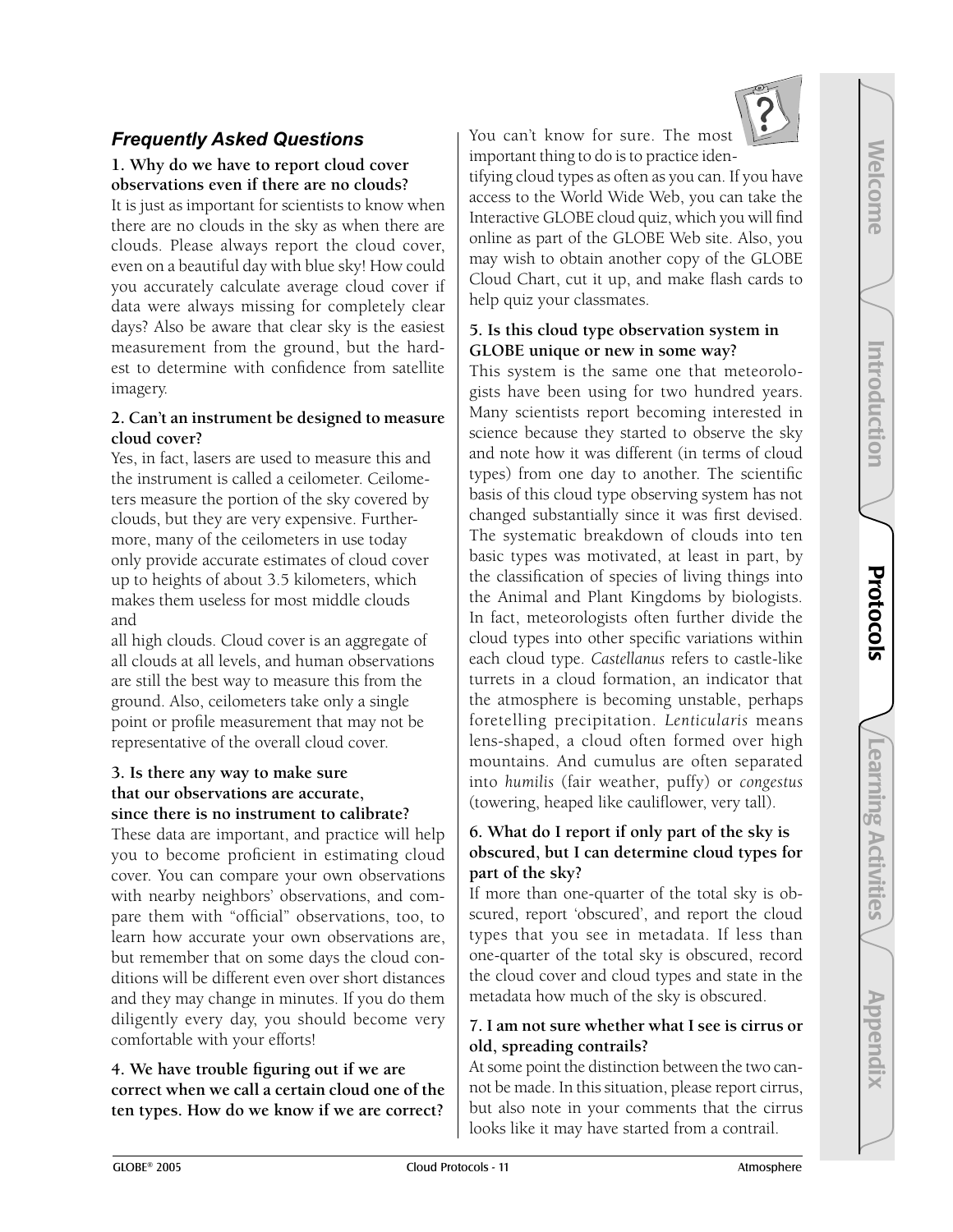## *Frequently Asked Questions*

**1. Why do we have to report cloud cover observations even if there are no clouds?**

It is just as important for scientists to know when there are no clouds in the sky as when there are clouds. Please always report the cloud cover, even on a beautiful day with blue sky! How could you accurately calculate average cloud cover if data were always missing for completely clear days? Also be aware that clear sky is the easiest measurement from the ground, but the hardest to determine with confidence from satellite imagery.

**2. Can't an instrument be designed to measure cloud cover?**

Yes, in fact, lasers are used to measure this and the instrument is called a ceilometer. Ceilometers measure the portion of the sky covered by clouds, but they are very expensive. Furthermore, many of the ceilometers in use today only provide accurate estimates of cloud cover up to heights of about 3.5 kilometers, which makes them useless for most middle clouds and all high clouds. Cloud cover is an aggregate of all clouds at all levels, and human observations are still the best way to measure this from the ground. Also, ceilometers take only a single point or profile measurement that may not be representative of the overall cloud cover.

**3. Is there any way to make sure that our observations are accurate, since there is no instrument to calibrate?**

These data are important, and practice will help you to become proficient in estimating cloud cover. You can compare your own observations with nearby neighbors' observations, and compare them with "official" observations, too, to learn how accurate your own observations are, but remember that on some days the cloud conditions will be different even over short distances and they may change in minutes. If you do them diligently every day, you should become very comfortable with your efforts!

**4. We have trouble figuring out if we are correct when we call a certain cloud one of the ten types. How do we know if we are correct?**

You can't know for sure. The most important thing to do is to practice identifying cloud types as often as you can. If you have access to the World Wide Web, you can take the Interactive GLOBE cloud quiz, which you will find online as part of the GLOBE Web site. Also, you may wish to obtain another copy of the GLOBE Cloud Chart, cut it up, and make flash cards to help quiz your classmates.

**5. Is this cloud type observation system in GLOBE unique or new in some way?**

This system is the same one that meteorologists have been using for two hundred years. Many scientists report becoming interested in science because they started to observe the sky and note how it was different (in terms of cloud types) from one day to another. The scientific basis of this cloud type observing system has not changed substantially since it was first devised. The systematic breakdown of clouds into ten basic types was motivated, at least in part, by the classification of species of living things into the Animal and Plant Kingdoms by biologists. In fact, meteorologists often further divide the cloud types into other specific variations within each cloud type. *Castellanus* refers to castle-like turrets in a cloud formation, an indicator that the atmosphere is becoming unstable, perhaps foretelling precipitation. *Lenticularis* means lens-shaped, a cloud often formed over high mountains. And cumulus are often separated into *humilis* (fair weather, puffy) or *congestus* (towering, heaped like cauliflower, very tall).

**6. What do I report if only part of the sky is obscured, but I can determine cloud types for part of the sky?**

If more than one-quarter of the total sky is obscured, report 'obscured', and report the cloud types that you see in metadata. If less than one-quarter of the total sky is obscured, record the cloud cover and cloud types and state in the metadata how much of the sky is obscured.

**7. I am not sure whether what I see is cirrus or old, spreading contrails?**

At some point the distinction between the two cannot be made. In this situation, please report cirrus, but also note in your comments that the cirrus looks like it may have started from a contrail.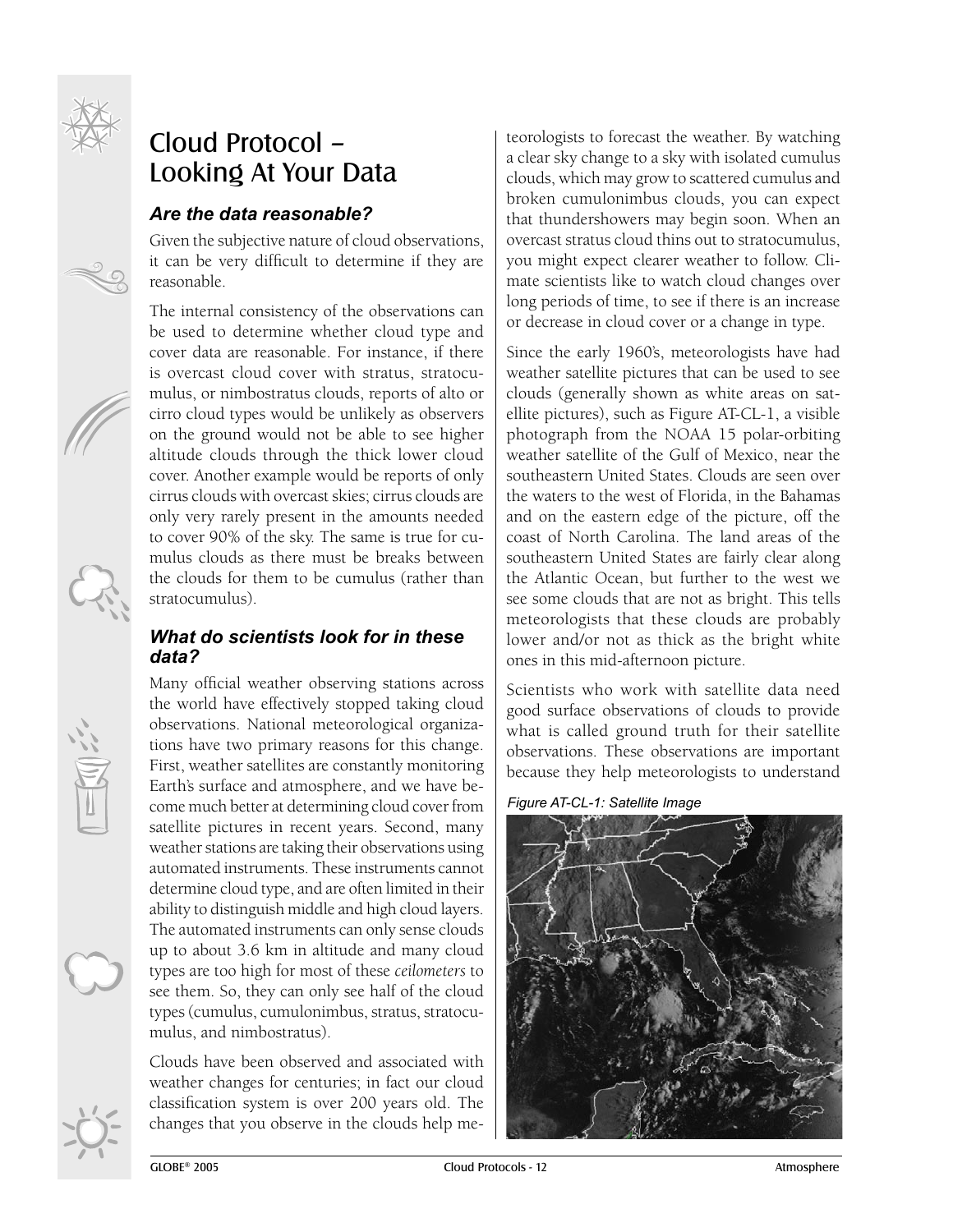# Cloud Protocol – Looking At Your Data

## *Are the data reasonable?*

Given the subjective nature of cloud observations, it can be very difficult to determine if they are reasonable.

The internal consistency of the observations can be used to determine whether cloud type and cover data are reasonable. For instance, if there is overcast cloud cover with stratus, stratocumulus, or nimbostratus clouds, reports of alto or cirro cloud types would be unlikely as observers on the ground would not be able to see higher altitude clouds through the thick lower cloud cover. Another example would be reports of only cirrus clouds with overcast skies; cirrus clouds are only very rarely present in the amounts needed to cover 90% of the sky. The same is true for cumulus clouds as there must be breaks between the clouds for them to be cumulus (rather than stratocumulus).

## *What do scientists look for in these data?*

Many official weather observing stations across the world have effectively stopped taking cloud observations. National meteorological organizations have two primary reasons for this change. First, weather satellites are constantly monitoring Earth's surface and atmosphere, and we have become much better at determining cloud cover from satellite pictures in recent years. Second, many weather stations are taking their observations using automated instruments. These instruments cannot determine cloud type, and are often limited in their ability to distinguish middle and high cloud layers. The automated instruments can only sense clouds up to about 3.6 km in altitude and many cloud types are too high for most of these *ceilometers* to see them. So, they can only see half of the cloud types (cumulus, cumulonimbus, stratus, stratocumulus, and nimbostratus).

Clouds have been observed and associated with weather changes for centuries; in fact our cloud classification system is over 200 years old. The changes that you observe in the clouds help meteorologists to forecast the weather. By watching a clear sky change to a sky with isolated cumulus clouds, which may grow to scattered cumulus and broken cumulonimbus clouds, you can expect that thundershowers may begin soon. When an overcast stratus cloud thins out to stratocumulus, you might expect clearer weather to follow. Climate scientists like to watch cloud changes over long periods of time, to see if there is an increase or decrease in cloud cover or a change in type.

Since the early 1960's, meteorologists have had weather satellite pictures that can be used to see clouds (generally shown as white areas on satellite pictures), such as Figure AT-CL-1, a visible photograph from the NOAA 15 polar-orbiting weather satellite of the Gulf of Mexico, near the southeastern United States. Clouds are seen over the waters to the west of Florida, in the Bahamas and on the eastern edge of the picture, off the coast of North Carolina. The land areas of the southeastern United States are fairly clear along the Atlantic Ocean, but further to the west we see some clouds that are not as bright. This tells meteorologists that these clouds are probably lower and/or not as thick as the bright white ones in this mid-afternoon picture.

Scientists who work with satellite data need good surface observations of clouds to provide what is called ground truth for their satellite observations. These observations are important because they help meteorologists to understand

*Figure AT-CL-1: Satellite Image*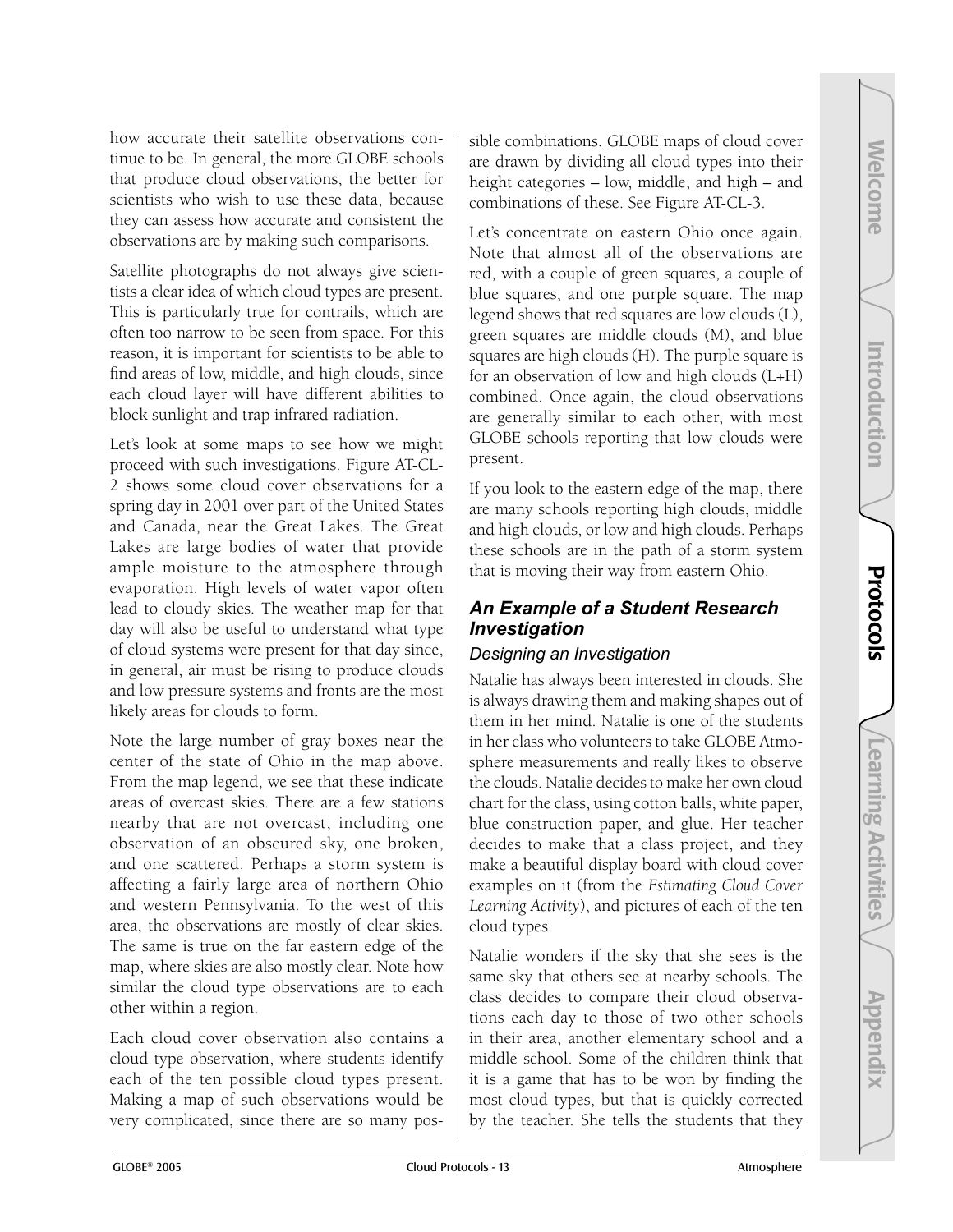how accurate their satellite observations continue to be. In general, the more GLOBE schools that produce cloud observations, the better for scientists who wish to use these data, because they can assess how accurate and consistent the observations are by making such comparisons.

Satellite photographs do not always give scientists a clear idea of which cloud types are present. This is particularly true for contrails, which are often too narrow to be seen from space. For this reason, it is important for scientists to be able to find areas of low, middle, and high clouds, since each cloud layer will have different abilities to block sunlight and trap infrared radiation.

Let's look at some maps to see how we might proceed with such investigations. Figure AT-CL-2 shows some cloud cover observations for a spring day in 2001 over part of the United States and Canada, near the Great Lakes. The Great Lakes are large bodies of water that provide ample moisture to the atmosphere through evaporation. High levels of water vapor often lead to cloudy skies. The weather map for that day will also be useful to understand what type of cloud systems were present for that day since, in general, air must be rising to produce clouds and low pressure systems and fronts are the most likely areas for clouds to form.

Note the large number of gray boxes near the center of the state of Ohio in the map above. From the map legend, we see that these indicate areas of overcast skies. There are a few stations nearby that are not overcast, including one observation of an obscured sky, one broken, and one scattered. Perhaps a storm system is affecting a fairly large area of northern Ohio and western Pennsylvania. To the west of this area, the observations are mostly of clear skies. The same is true on the far eastern edge of the map, where skies are also mostly clear. Note how similar the cloud type observations are to each other within a region.

Each cloud cover observation also contains a cloud type observation, where students identify each of the ten possible cloud types present. Making a map of such observations would be very complicated, since there are so many possible combinations. GLOBE maps of cloud cover are drawn by dividing all cloud types into their height categories – low, middle, and high – and combinations of these. See Figure AT-CL-3.

Let's concentrate on eastern Ohio once again. Note that almost all of the observations are red, with a couple of green squares, a couple of blue squares, and one purple square. The map legend shows that red squares are low clouds (L), green squares are middle clouds (M), and blue squares are high clouds (H). The purple square is for an observation of low and high clouds (L+H) combined. Once again, the cloud observations are generally similar to each other, with most GLOBE schools reporting that low clouds were present.

If you look to the eastern edge of the map, there are many schools reporting high clouds, middle and high clouds, or low and high clouds. Perhaps these schools are in the path of a storm system that is moving their way from eastern Ohio.

## *An Example of a Student Research Investigation*

### *Designing an Investigation*

Natalie has always been interested in clouds. She is always drawing them and making shapes out of them in her mind. Natalie is one of the students in her class who volunteers to take GLOBE Atmosphere measurements and really likes to observe the clouds. Natalie decides to make her own cloud chart for the class, using cotton balls, white paper, blue construction paper, and glue. Her teacher decides to make that a class project, and they make a beautiful display board with cloud cover examples on it (from the *Estimating Cloud Cover Learning Activity*), and pictures of each of the ten cloud types.

Natalie wonders if the sky that she sees is the same sky that others see at nearby schools. The class decides to compare their cloud observations each day to those of two other schools in their area, another elementary school and a middle school. Some of the children think that it is a game that has to be won by finding the most cloud types, but that is quickly corrected by the teacher. She tells the students that they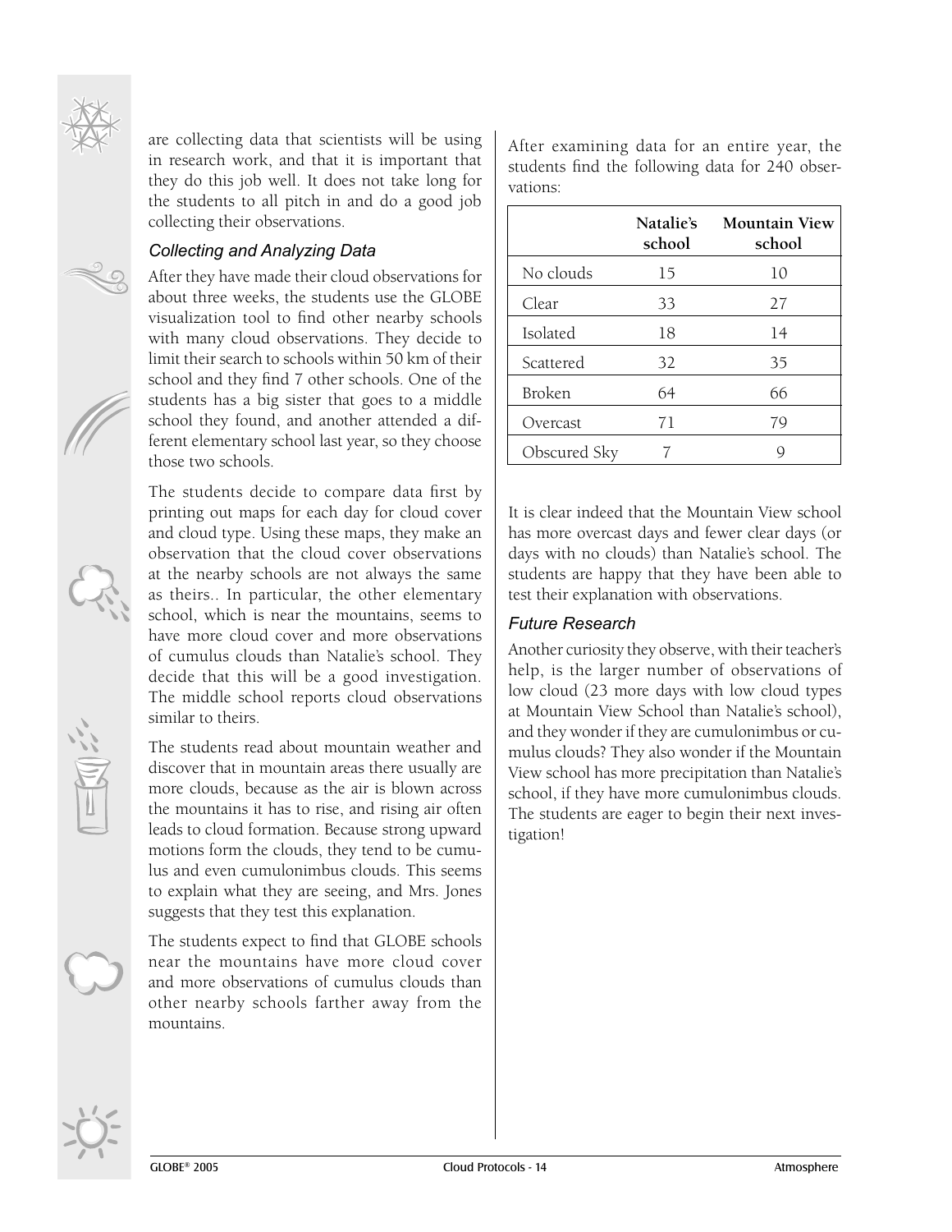are collecting data that scientists will be using in research work, and that it is important that they do this job well. It does not take long for the students to all pitch in and do a good job collecting their observations.

### *Collecting and Analyzing Data*

After they have made their cloud observations for about three weeks, the students use the GLOBE visualization tool to find other nearby schools with many cloud observations. They decide to limit their search to schools within 50 km of their school and they find 7 other schools. One of the students has a big sister that goes to a middle school they found, and another attended a different elementary school last year, so they choose those two schools.

The students decide to compare data first by printing out maps for each day for cloud cover and cloud type. Using these maps, they make an observation that the cloud cover observations at the nearby schools are not always the same as theirs.. In particular, the other elementary school, which is near the mountains, seems to have more cloud cover and more observations of cumulus clouds than Natalie's school. They decide that this will be a good investigation. The middle school reports cloud observations similar to theirs.

The students read about mountain weather and discover that in mountain areas there usually are more clouds, because as the air is blown across the mountains it has to rise, and rising air often leads to cloud formation. Because strong upward motions form the clouds, they tend to be cumulus and even cumulonimbus clouds. This seems to explain what they are seeing, and Mrs. Jones suggests that they test this explanation.

The students expect to find that GLOBE schools near the mountains have more cloud cover and more observations of cumulus clouds than other nearby schools farther away from the mountains.

After examining data for an entire year, the students find the following data for 240 observations:

| | Natalie's school | Mountain View school |
|---|---|---|
| No clouds | 15 | 10 |
| Clear | 33 | 27 |
| Isolated | 18 | 14 |
| Scattered | 32 | 35 |
| Broken | 64 | 66 |
| Overcast | 71 | 79 |
| Obscured Sky | 7 | 9 |

It is clear indeed that the Mountain View school has more overcast days and fewer clear days (or days with no clouds) than Natalie's school. The students are happy that they have been able to test their explanation with observations.

### *Future Research*

Another curiosity they observe, with their teacher's help, is the larger number of observations of low cloud (23 more days with low cloud types at Mountain View School than Natalie's school), and they wonder if they are cumulonimbus or cumulus clouds? They also wonder if the Mountain View school has more precipitation than Natalie's school, if they have more cumulonimbus clouds. The students are eager to begin their next investigation!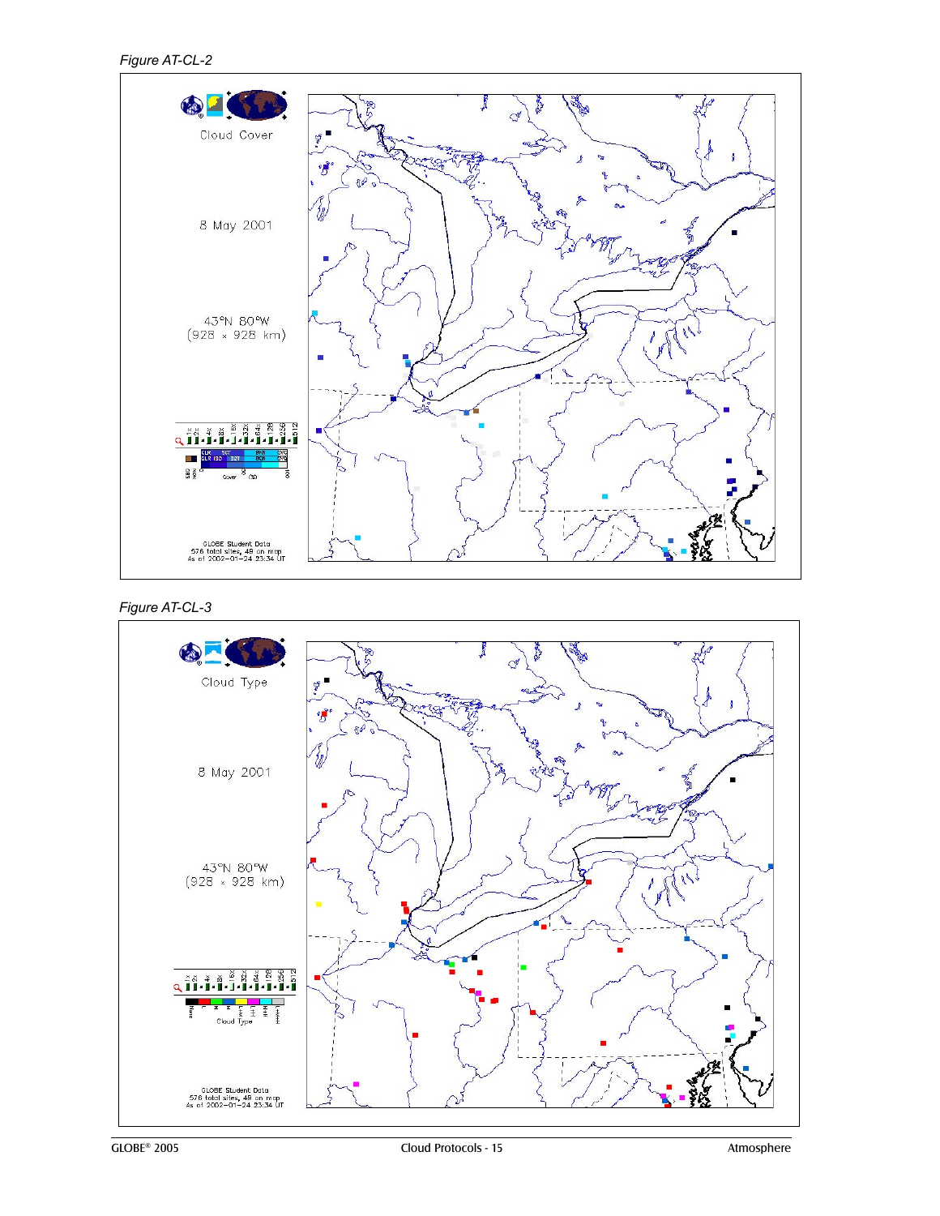*Figure AT-CL-2*

Cloud Cover

8 May 2001

43°N 80°W
(928 × 928 km)

1x 2x 4x 8x 16x 32x 64x 128 256 512

CLR ISO SCT BKN OVC

Cover (%)

GLOBE Student Data
576 total sites, 48 on map
As of 2002-01-24 23:34 UT

*Figure AT-CL-3*

Cloud Type

8 May 2001

43°N 80°W
(928 × 928 km)

1x 2x 4x 8x 16x 32x 64x 128 256 512

Cloud Type

GLOBE Student Data
576 total sites, 48 on map
As of 2002-01-24 23:34 UT